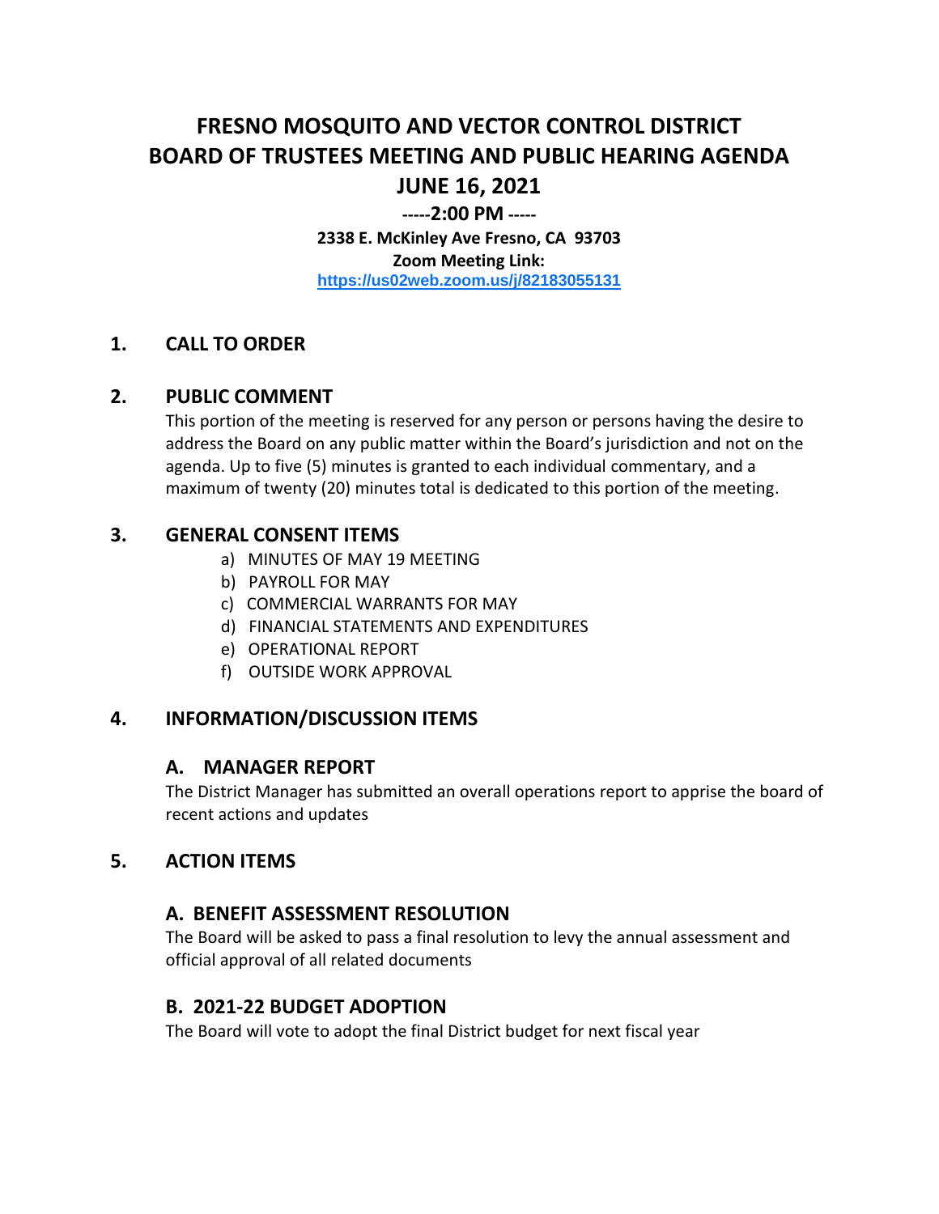# FRESNO MOSQUITO AND VECTOR CONTROL DISTRICT
# BOARD OF TRUSTEES MEETING AND PUBLIC HEARING AGENDA
# JUNE 16, 2021

**-----2:00 PM -----**

**2338 E. McKinley Ave Fresno, CA 93703**

**Zoom Meeting Link:**

**https://us02web.zoom.us/j/82183055131**

## 1. CALL TO ORDER

## 2. PUBLIC COMMENT

This portion of the meeting is reserved for any person or persons having the desire to address the Board on any public matter within the Board's jurisdiction and not on the agenda. Up to five (5) minutes is granted to each individual commentary, and a maximum of twenty (20) minutes total is dedicated to this portion of the meeting.

## 3. GENERAL CONSENT ITEMS

a) MINUTES OF MAY 19 MEETING
b) PAYROLL FOR MAY
c) COMMERCIAL WARRANTS FOR MAY
d) FINANCIAL STATEMENTS AND EXPENDITURES
e) OPERATIONAL REPORT
f) OUTSIDE WORK APPROVAL

## 4. INFORMATION/DISCUSSION ITEMS

### A. MANAGER REPORT

The District Manager has submitted an overall operations report to apprise the board of recent actions and updates

## 5. ACTION ITEMS

### A. BENEFIT ASSESSMENT RESOLUTION

The Board will be asked to pass a final resolution to levy the annual assessment and official approval of all related documents

### B. 2021-22 BUDGET ADOPTION

The Board will vote to adopt the final District budget for next fiscal year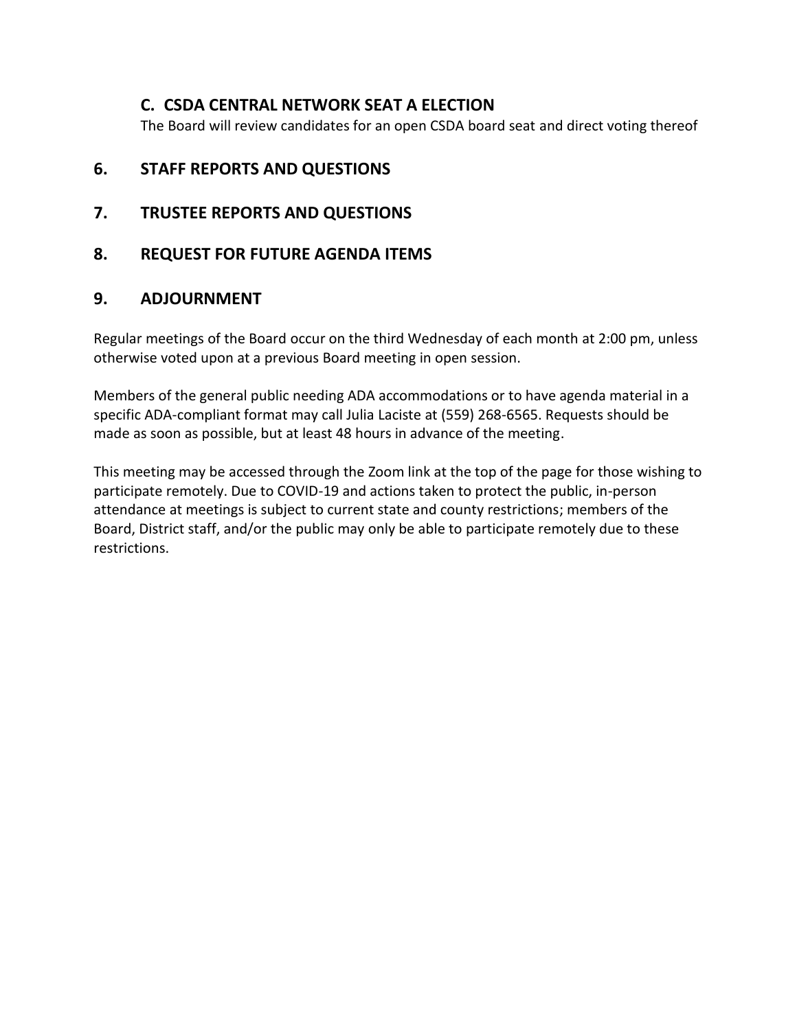### C. CSDA CENTRAL NETWORK SEAT A ELECTION

The Board will review candidates for an open CSDA board seat and direct voting thereof

## 6. STAFF REPORTS AND QUESTIONS

## 7. TRUSTEE REPORTS AND QUESTIONS

## 8. REQUEST FOR FUTURE AGENDA ITEMS

## 9. ADJOURNMENT

Regular meetings of the Board occur on the third Wednesday of each month at 2:00 pm, unless otherwise voted upon at a previous Board meeting in open session.

Members of the general public needing ADA accommodations or to have agenda material in a specific ADA-compliant format may call Julia Laciste at (559) 268-6565. Requests should be made as soon as possible, but at least 48 hours in advance of the meeting.

This meeting may be accessed through the Zoom link at the top of the page for those wishing to participate remotely. Due to COVID-19 and actions taken to protect the public, in-person attendance at meetings is subject to current state and county restrictions; members of the Board, District staff, and/or the public may only be able to participate remotely due to these restrictions.